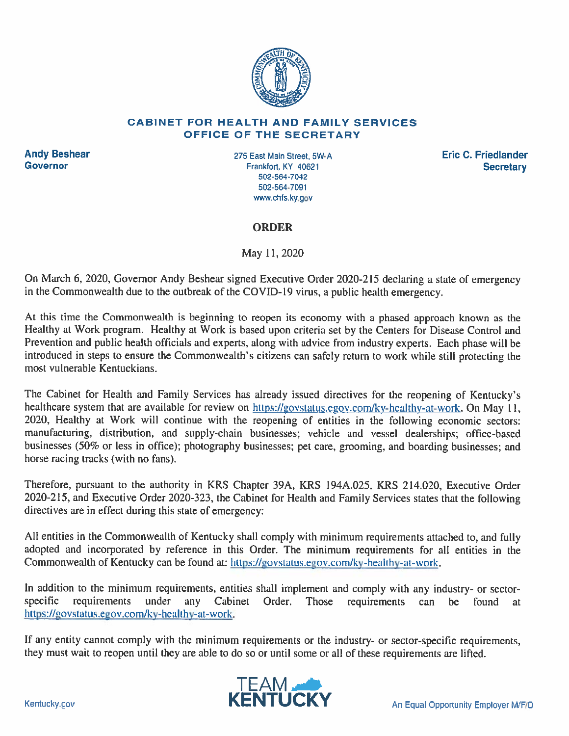**CABINET FOR HEALTH AND FAMILY SERVICES**
**OFFICE OF THE SECRETARY**

**Andy Beshear**
**Governor**

275 East Main Street, 5W-A
Frankfort, KY 40621
502-564-7042
502-564-7091
www.chfs.ky.gov

**Eric C. Friedlander**
**Secretary**

## ORDER

May 11, 2020

On March 6, 2020, Governor Andy Beshear signed Executive Order 2020-215 declaring a state of emergency in the Commonwealth due to the outbreak of the COVID-19 virus, a public health emergency.

At this time the Commonwealth is beginning to reopen its economy with a phased approach known as the Healthy at Work program. Healthy at Work is based upon criteria set by the Centers for Disease Control and Prevention and public health officials and experts, along with advice from industry experts. Each phase will be introduced in steps to ensure the Commonwealth's citizens can safely return to work while still protecting the most vulnerable Kentuckians.

The Cabinet for Health and Family Services has already issued directives for the reopening of Kentucky's healthcare system that are available for review on https://govstatus.egov.com/ky-healthy-at-work. On May 11, 2020, Healthy at Work will continue with the reopening of entities in the following economic sectors: manufacturing, distribution, and supply-chain businesses; vehicle and vessel dealerships; office-based businesses (50% or less in office); photography businesses; pet care, grooming, and boarding businesses; and horse racing tracks (with no fans).

Therefore, pursuant to the authority in KRS Chapter 39A, KRS 194A.025, KRS 214.020, Executive Order 2020-215, and Executive Order 2020-323, the Cabinet for Health and Family Services states that the following directives are in effect during this state of emergency:

All entities in the Commonwealth of Kentucky shall comply with minimum requirements attached to, and fully adopted and incorporated by reference in this Order. The minimum requirements for all entities in the Commonwealth of Kentucky can be found at: https://govstatus.egov.com/ky-healthy-at-work.

In addition to the minimum requirements, entities shall implement and comply with any industry- or sector-specific requirements under any Cabinet Order. Those requirements can be found at https://govstatus.egov.com/ky-healthy-at-work.

If any entity cannot comply with the minimum requirements or the industry- or sector-specific requirements, they must wait to reopen until they are able to do so or until some or all of these requirements are lifted.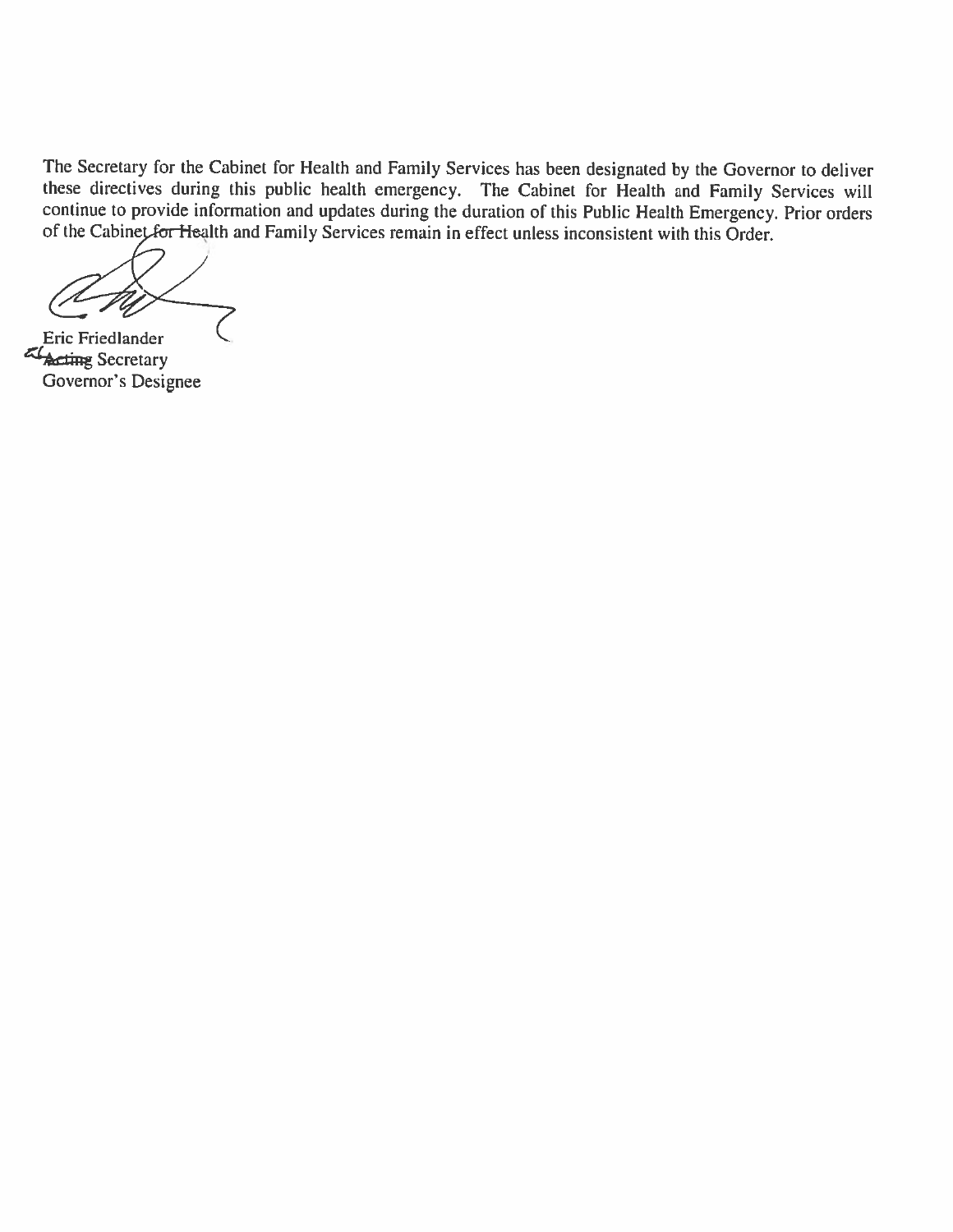The Secretary for the Cabinet for Health and Family Services has been designated by the Governor to deliver these directives during this public health emergency. The Cabinet for Health and Family Services will continue to provide information and updates during the duration of this Public Health Emergency. Prior orders of the Cabinet for Health and Family Services remain in effect unless inconsistent with this Order.

Eric Friedlander
~~Acting~~ Secretary
Governor's Designee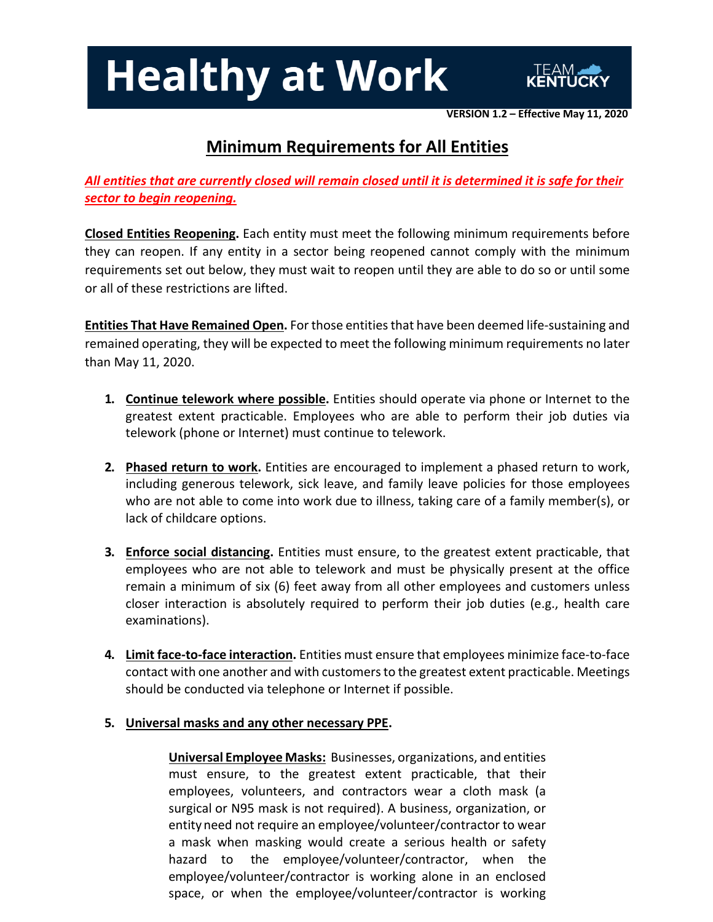# Healthy at Work

**VERSION 1.2 – Effective May 11, 2020**

## Minimum Requirements for All Entities

***All entities that are currently closed will remain closed until it is determined it is safe for their sector to begin reopening.***

**Closed Entities Reopening.** Each entity must meet the following minimum requirements before they can reopen. If any entity in a sector being reopened cannot comply with the minimum requirements set out below, they must wait to reopen until they are able to do so or until some or all of these restrictions are lifted.

**Entities That Have Remained Open.** For those entities that have been deemed life-sustaining and remained operating, they will be expected to meet the following minimum requirements no later than May 11, 2020.

1. **Continue telework where possible.** Entities should operate via phone or Internet to the greatest extent practicable. Employees who are able to perform their job duties via telework (phone or Internet) must continue to telework.

2. **Phased return to work.** Entities are encouraged to implement a phased return to work, including generous telework, sick leave, and family leave policies for those employees who are not able to come into work due to illness, taking care of a family member(s), or lack of childcare options.

3. **Enforce social distancing.** Entities must ensure, to the greatest extent practicable, that employees who are not able to telework and must be physically present at the office remain a minimum of six (6) feet away from all other employees and customers unless closer interaction is absolutely required to perform their job duties (e.g., health care examinations).

4. **Limit face-to-face interaction.** Entities must ensure that employees minimize face-to-face contact with one another and with customers to the greatest extent practicable. Meetings should be conducted via telephone or Internet if possible.

5. **Universal masks and any other necessary PPE.**

   **Universal Employee Masks:** Businesses, organizations, and entities must ensure, to the greatest extent practicable, that their employees, volunteers, and contractors wear a cloth mask (a surgical or N95 mask is not required). A business, organization, or entity need not require an employee/volunteer/contractor to wear a mask when masking would create a serious health or safety hazard to the employee/volunteer/contractor, when the employee/volunteer/contractor is working alone in an enclosed space, or when the employee/volunteer/contractor is working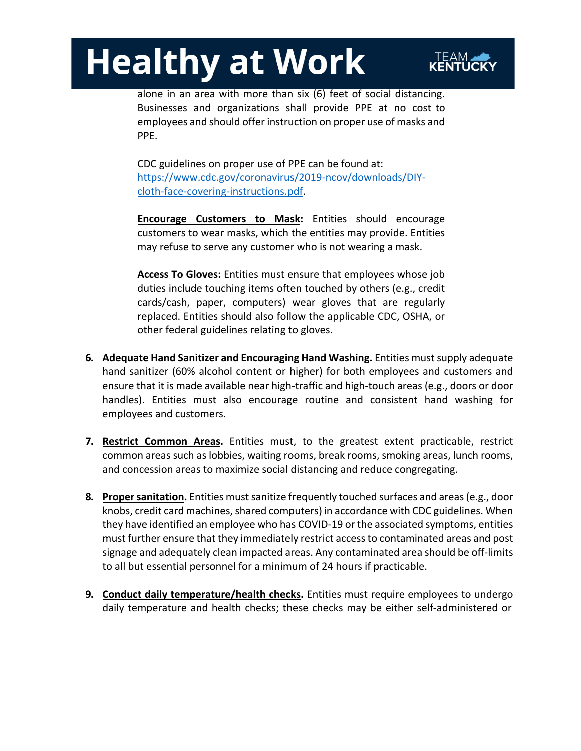alone in an area with more than six (6) feet of social distancing. Businesses and organizations shall provide PPE at no cost to employees and should offer instruction on proper use of masks and PPE.

CDC guidelines on proper use of PPE can be found at: [https://www.cdc.gov/coronavirus/2019-ncov/downloads/DIY-cloth-face-covering-instructions.pdf](https://www.cdc.gov/coronavirus/2019-ncov/downloads/DIY-cloth-face-covering-instructions.pdf).

**Encourage Customers to Mask:** Entities should encourage customers to wear masks, which the entities may provide. Entities may refuse to serve any customer who is not wearing a mask.

**Access To Gloves:** Entities must ensure that employees whose job duties include touching items often touched by others (e.g., credit cards/cash, paper, computers) wear gloves that are regularly replaced. Entities should also follow the applicable CDC, OSHA, or other federal guidelines relating to gloves.

6. **Adequate Hand Sanitizer and Encouraging Hand Washing.** Entities must supply adequate hand sanitizer (60% alcohol content or higher) for both employees and customers and ensure that it is made available near high-traffic and high-touch areas (e.g., doors or door handles). Entities must also encourage routine and consistent hand washing for employees and customers.

7. **Restrict Common Areas.** Entities must, to the greatest extent practicable, restrict common areas such as lobbies, waiting rooms, break rooms, smoking areas, lunch rooms, and concession areas to maximize social distancing and reduce congregating.

8. **Proper sanitation.** Entities must sanitize frequently touched surfaces and areas (e.g., door knobs, credit card machines, shared computers) in accordance with CDC guidelines. When they have identified an employee who has COVID-19 or the associated symptoms, entities must further ensure that they immediately restrict access to contaminated areas and post signage and adequately clean impacted areas. Any contaminated area should be off-limits to all but essential personnel for a minimum of 24 hours if practicable.

9. **Conduct daily temperature/health checks.** Entities must require employees to undergo daily temperature and health checks; these checks may be either self-administered or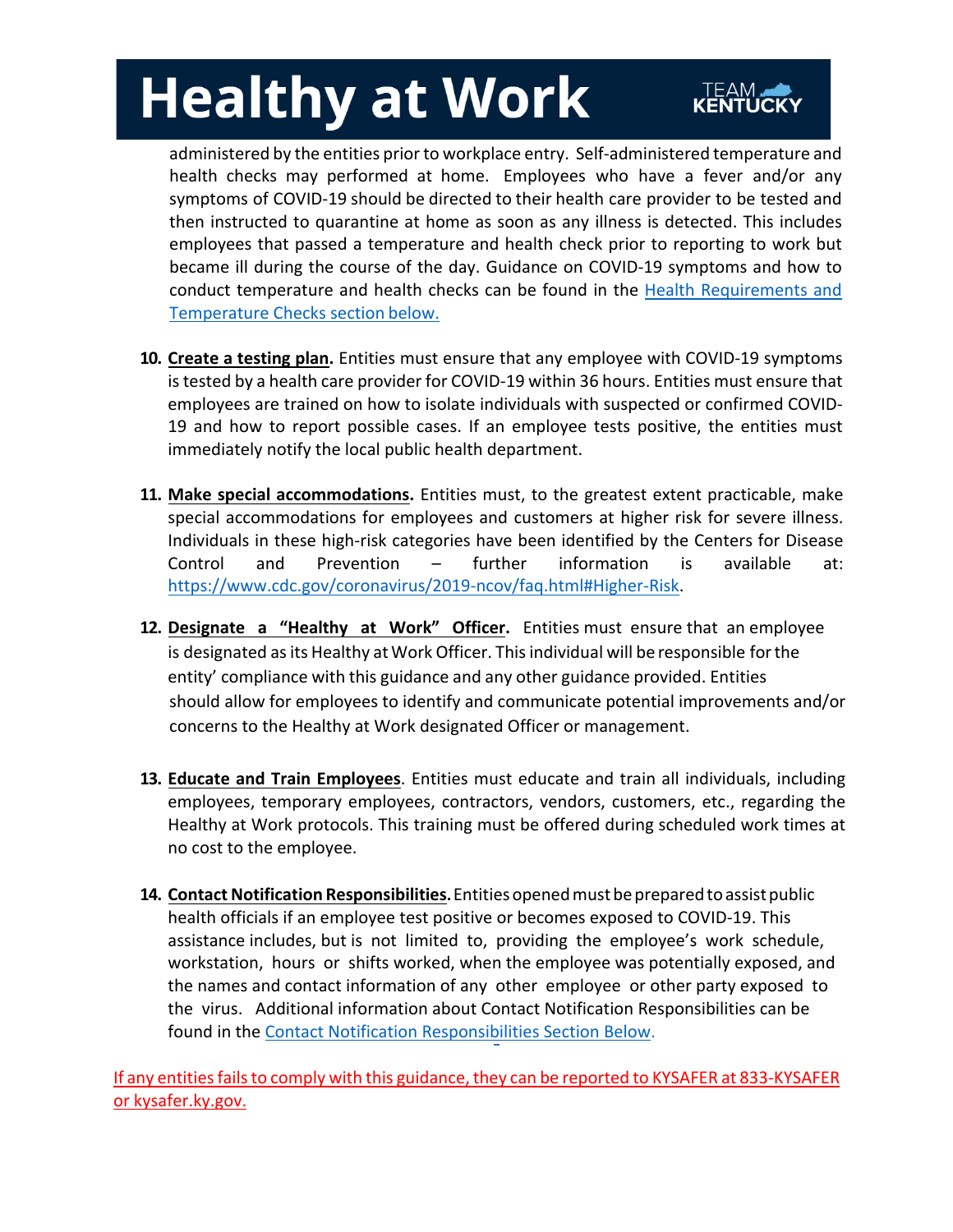administered by the entities prior to workplace entry. Self-administered temperature and health checks may performed at home. Employees who have a fever and/or any symptoms of COVID-19 should be directed to their health care provider to be tested and then instructed to quarantine at home as soon as any illness is detected. This includes employees that passed a temperature and health check prior to reporting to work but became ill during the course of the day. Guidance on COVID-19 symptoms and how to conduct temperature and health checks can be found in the Health Requirements and Temperature Checks section below.

10. **Create a testing plan.** Entities must ensure that any employee with COVID-19 symptoms is tested by a health care provider for COVID-19 within 36 hours. Entities must ensure that employees are trained on how to isolate individuals with suspected or confirmed COVID-19 and how to report possible cases. If an employee tests positive, the entities must immediately notify the local public health department.

11. **Make special accommodations.** Entities must, to the greatest extent practicable, make special accommodations for employees and customers at higher risk for severe illness. Individuals in these high-risk categories have been identified by the Centers for Disease Control and Prevention – further information is available at: https://www.cdc.gov/coronavirus/2019-ncov/faq.html#Higher-Risk.

12. **Designate a "Healthy at Work" Officer.** Entities must ensure that an employee is designated as its Healthy at Work Officer. This individual will be responsible for the entity' compliance with this guidance and any other guidance provided. Entities should allow for employees to identify and communicate potential improvements and/or concerns to the Healthy at Work designated Officer or management.

13. **Educate and Train Employees**. Entities must educate and train all individuals, including employees, temporary employees, contractors, vendors, customers, etc., regarding the Healthy at Work protocols. This training must be offered during scheduled work times at no cost to the employee.

14. **Contact Notification Responsibilities.** Entities opened must be prepared to assist public health officials if an employee test positive or becomes exposed to COVID-19. This assistance includes, but is not limited to, providing the employee's work schedule, workstation, hours or shifts worked, when the employee was potentially exposed, and the names and contact information of any other employee or other party exposed to the virus. Additional information about Contact Notification Responsibilities can be found in the Contact Notification Responsibilities Section Below.

If any entities fails to comply with this guidance, they can be reported to KYSAFER at 833-KYSAFER or kysafer.ky.gov.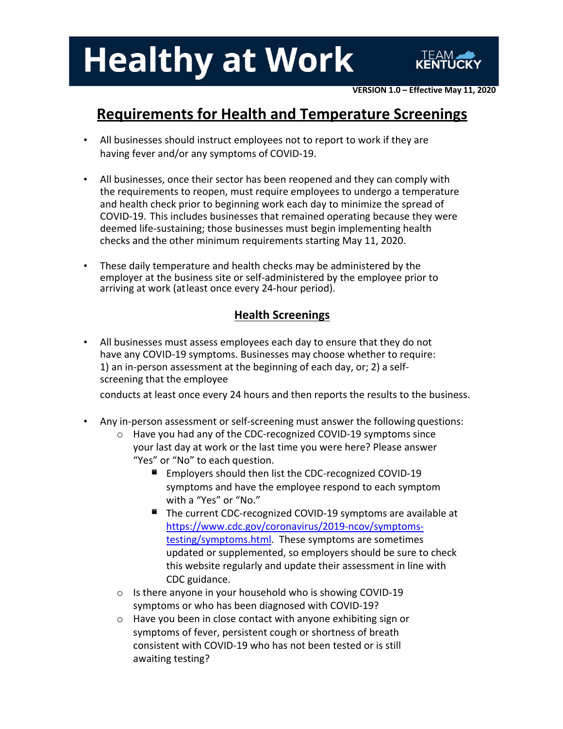# Healthy at Work

TEAM KENTUCKY

**VERSION 1.0 – Effective May 11, 2020**

## Requirements for Health and Temperature Screenings

- All businesses should instruct employees not to report to work if they are having fever and/or any symptoms of COVID-19.
- All businesses, once their sector has been reopened and they can comply with the requirements to reopen, must require employees to undergo a temperature and health check prior to beginning work each day to minimize the spread of COVID-19. This includes businesses that remained operating because they were deemed life-sustaining; those businesses must begin implementing health checks and the other minimum requirements starting May 11, 2020.
- These daily temperature and health checks may be administered by the employer at the business site or self-administered by the employee prior to arriving at work (at least once every 24-hour period).

### Health Screenings

- All businesses must assess employees each day to ensure that they do not have any COVID-19 symptoms. Businesses may choose whether to require: 1) an in-person assessment at the beginning of each day, or; 2) a self-screening that the employee conducts at least once every 24 hours and then reports the results to the business.
- Any in-person assessment or self-screening must answer the following questions:
  - Have you had any of the CDC-recognized COVID-19 symptoms since your last day at work or the last time you were here? Please answer "Yes" or "No" to each question.
    - Employers should then list the CDC-recognized COVID-19 symptoms and have the employee respond to each symptom with a "Yes" or "No."
    - The current CDC-recognized COVID-19 symptoms are available at https://www.cdc.gov/coronavirus/2019-ncov/symptoms-testing/symptoms.html. These symptoms are sometimes updated or supplemented, so employers should be sure to check this website regularly and update their assessment in line with CDC guidance.
  - Is there anyone in your household who is showing COVID-19 symptoms or who has been diagnosed with COVID-19?
  - Have you been in close contact with anyone exhibiting sign or symptoms of fever, persistent cough or shortness of breath consistent with COVID-19 who has not been tested or is still awaiting testing?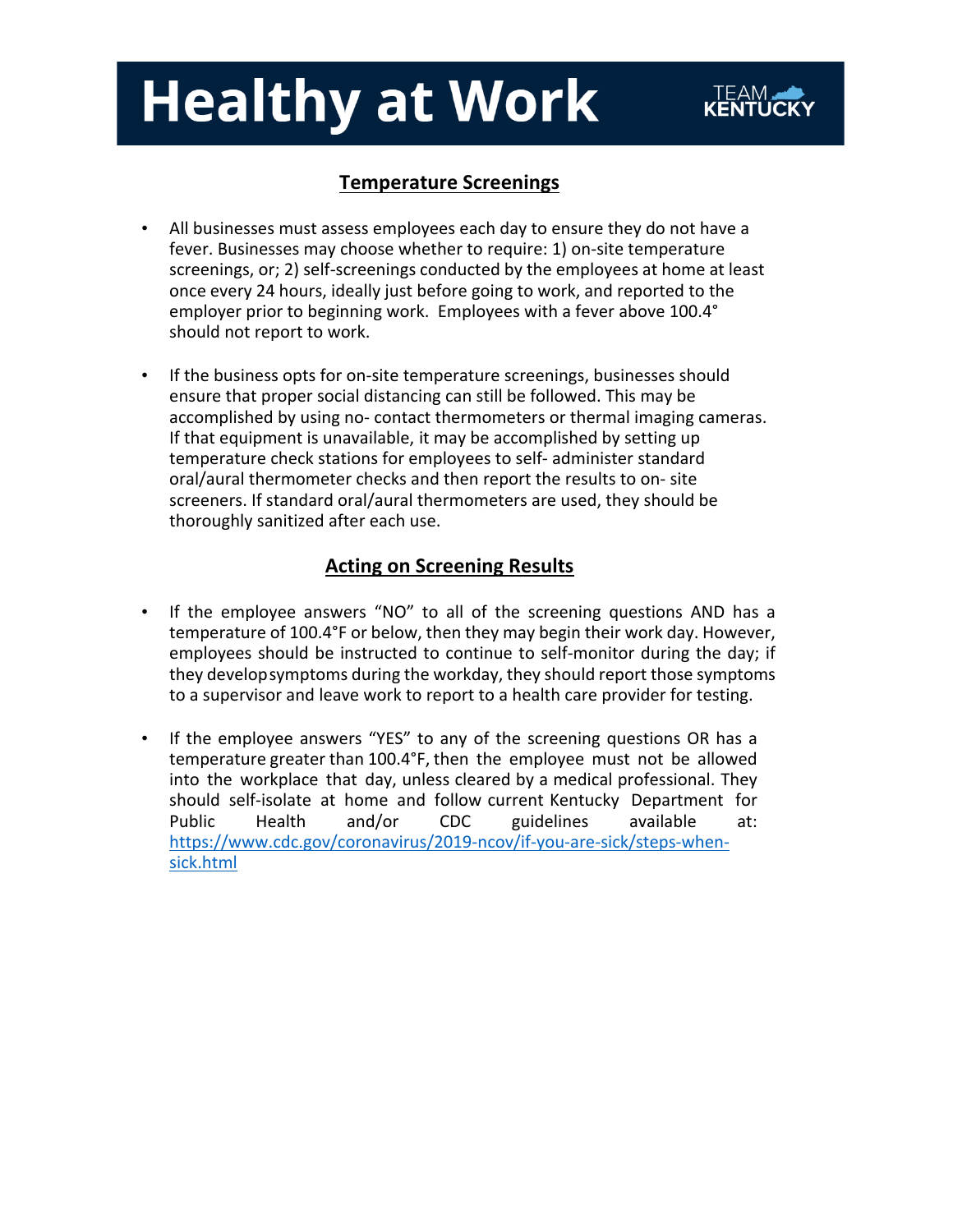# Healthy at Work

TEAM KENTUCKY

## Temperature Screenings

- All businesses must assess employees each day to ensure they do not have a fever. Businesses may choose whether to require: 1) on-site temperature screenings, or; 2) self-screenings conducted by the employees at home at least once every 24 hours, ideally just before going to work, and reported to the employer prior to beginning work. Employees with a fever above 100.4° should not report to work.

- If the business opts for on-site temperature screenings, businesses should ensure that proper social distancing can still be followed. This may be accomplished by using no- contact thermometers or thermal imaging cameras. If that equipment is unavailable, it may be accomplished by setting up temperature check stations for employees to self- administer standard oral/aural thermometer checks and then report the results to on- site screeners. If standard oral/aural thermometers are used, they should be thoroughly sanitized after each use.

## Acting on Screening Results

- If the employee answers "NO" to all of the screening questions AND has a temperature of 100.4°F or below, then they may begin their work day. However, employees should be instructed to continue to self-monitor during the day; if they develop symptoms during the workday, they should report those symptoms to a supervisor and leave work to report to a health care provider for testing.

- If the employee answers "YES" to any of the screening questions OR has a temperature greater than 100.4°F, then the employee must not be allowed into the workplace that day, unless cleared by a medical professional. They should self-isolate at home and follow current Kentucky Department for Public Health and/or CDC guidelines available at: https://www.cdc.gov/coronavirus/2019-ncov/if-you-are-sick/steps-when-sick.html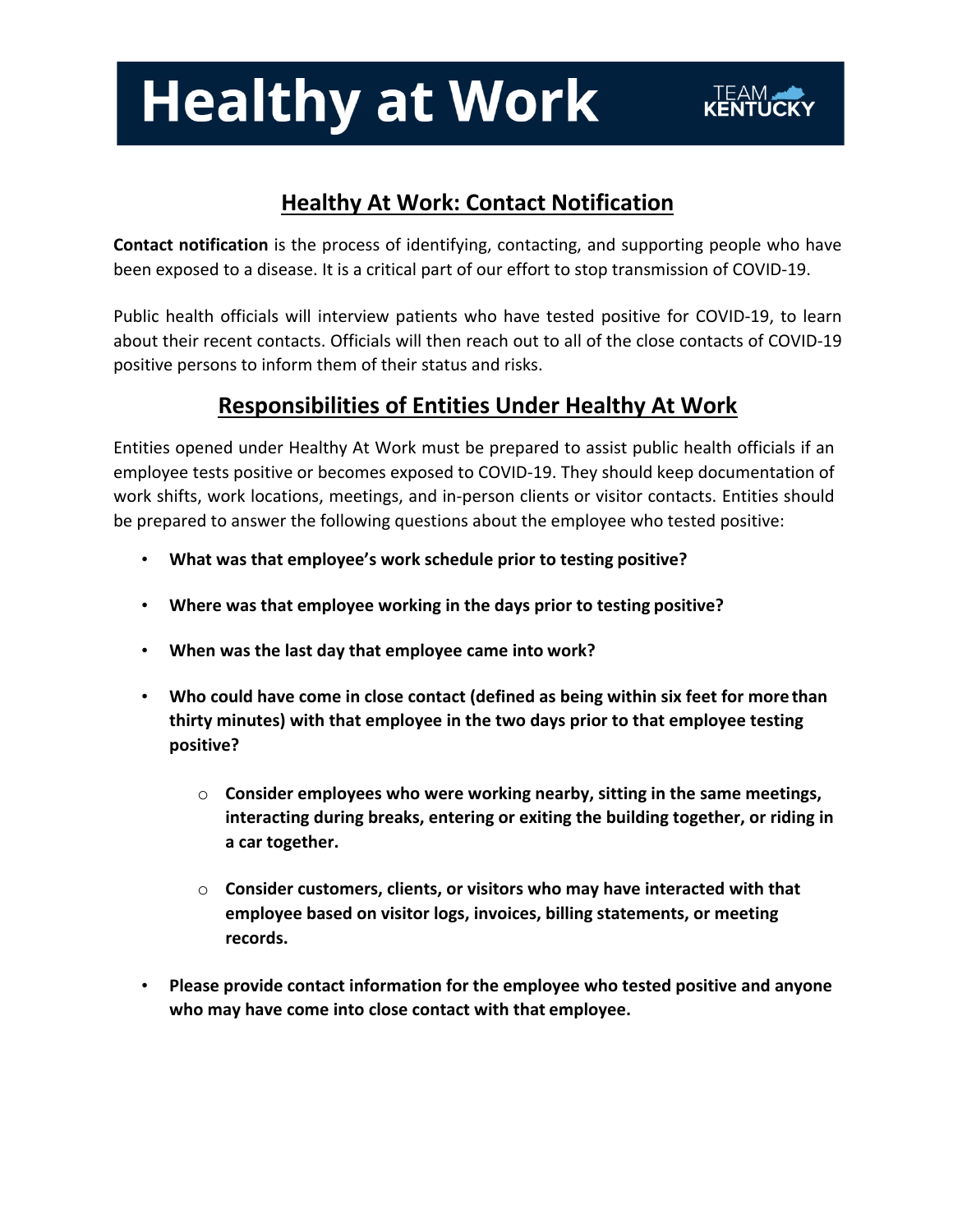# Healthy at Work

TEAM KENTUCKY

## Healthy At Work: Contact Notification

**Contact notification** is the process of identifying, contacting, and supporting people who have been exposed to a disease. It is a critical part of our effort to stop transmission of COVID-19.

Public health officials will interview patients who have tested positive for COVID-19, to learn about their recent contacts. Officials will then reach out to all of the close contacts of COVID-19 positive persons to inform them of their status and risks.

## Responsibilities of Entities Under Healthy At Work

Entities opened under Healthy At Work must be prepared to assist public health officials if an employee tests positive or becomes exposed to COVID-19. They should keep documentation of work shifts, work locations, meetings, and in-person clients or visitor contacts. Entities should be prepared to answer the following questions about the employee who tested positive:

- **What was that employee's work schedule prior to testing positive?**
- **Where was that employee working in the days prior to testing positive?**
- **When was the last day that employee came into work?**
- **Who could have come in close contact (defined as being within six feet for more than thirty minutes) with that employee in the two days prior to that employee testing positive?**
  - **Consider employees who were working nearby, sitting in the same meetings, interacting during breaks, entering or exiting the building together, or riding in a car together.**
  - **Consider customers, clients, or visitors who may have interacted with that employee based on visitor logs, invoices, billing statements, or meeting records.**
- **Please provide contact information for the employee who tested positive and anyone who may have come into close contact with that employee.**